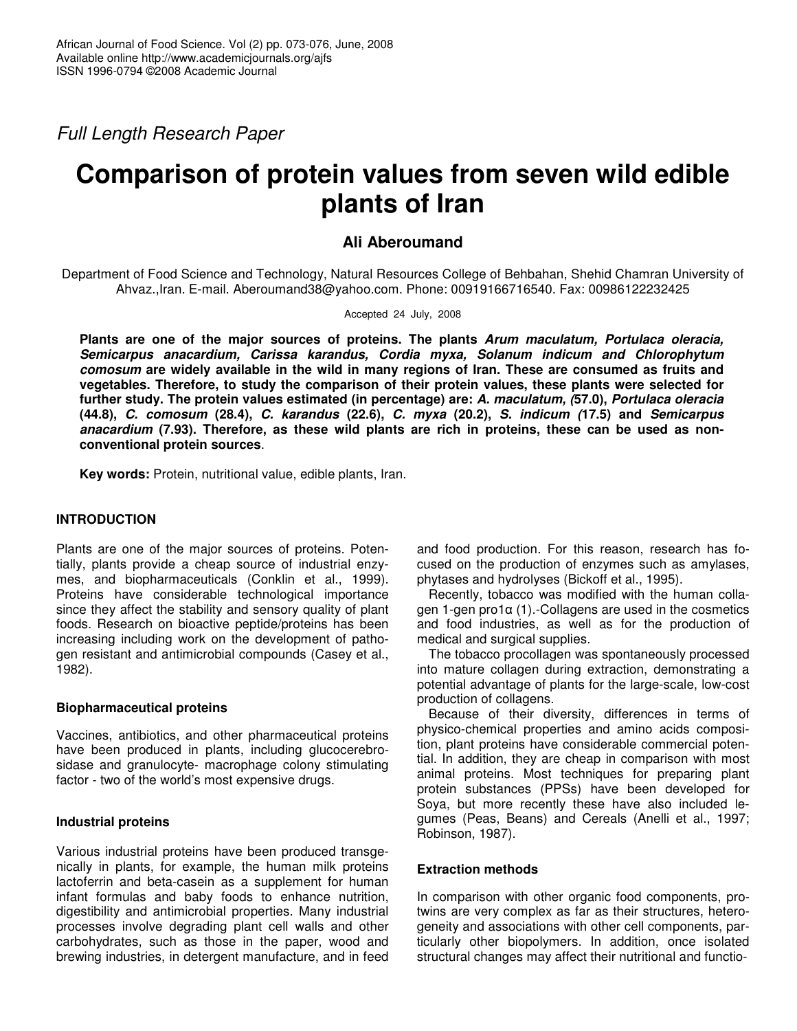*Full Length Research Paper*

# Comparison of protein values from seven wild edible plants of Iran

**Ali Aberoumand**

Department of Food Science and Technology, Natural Resources College of Behbahan, Shehid Chamran University of Ahvaz.,Iran. E-mail. Aberoumand38@yahoo.com. Phone: 00919166716540. Fax: 00986122232425

Accepted 24 July, 2008

**Plants are one of the major sources of proteins. The plants *Arum maculatum, Portulaca oleracia, Semicarpus anacardium, Carissa karandus, Cordia myxa, Solanum indicum and Chlorophytum comosum* are widely available in the wild in many regions of Iran. These are consumed as fruits and vegetables. Therefore, to study the comparison of their protein values, these plants were selected for further study. The protein values estimated (in percentage) are: *A. maculatum, (*57.0), *Portulaca oleracia* (44.8), *C. comosum* (28.4), *C. karandus* (22.6), *C. myxa* (20.2), *S. indicum (*17.5) and *Semicarpus anacardium* (7.93). Therefore, as these wild plants are rich in proteins, these can be used as non-conventional protein sources**.

**Key words:** Protein, nutritional value, edible plants, Iran.

## INTRODUCTION

Plants are one of the major sources of proteins. Potentially, plants provide a cheap source of industrial enzymes, and biopharmaceuticals (Conklin et al., 1999). Proteins have considerable technological importance since they affect the stability and sensory quality of plant foods. Research on bioactive peptide/proteins has been increasing including work on the development of pathogen resistant and antimicrobial compounds (Casey et al., 1982).

### Biopharmaceutical proteins

Vaccines, antibiotics, and other pharmaceutical proteins have been produced in plants, including glucocerebrosidase and granulocyte- macrophage colony stimulating factor - two of the world's most expensive drugs.

### Industrial proteins

Various industrial proteins have been produced transgenically in plants, for example, the human milk proteins lactoferrin and beta-casein as a supplement for human infant formulas and baby foods to enhance nutrition, digestibility and antimicrobial properties. Many industrial processes involve degrading plant cell walls and other carbohydrates, such as those in the paper, wood and brewing industries, in detergent manufacture, and in feed and food production. For this reason, research has focused on the production of enzymes such as amylases, phytases and hydrolyses (Bickoff et al., 1995).

Recently, tobacco was modified with the human collagen 1-gen pro1α (1).-Collagens are used in the cosmetics and food industries, as well as for the production of medical and surgical supplies.

The tobacco procollagen was spontaneously processed into mature collagen during extraction, demonstrating a potential advantage of plants for the large-scale, low-cost production of collagens.

Because of their diversity, differences in terms of physico-chemical properties and amino acids composition, plant proteins have considerable commercial potential. In addition, they are cheap in comparison with most animal proteins. Most techniques for preparing plant protein substances (PPSs) have been developed for Soya, but more recently these have also included legumes (Peas, Beans) and Cereals (Anelli et al., 1997; Robinson, 1987).

### Extraction methods

In comparison with other organic food components, protwins are very complex as far as their structures, heterogeneity and associations with other cell components, particularly other biopolymers. In addition, once isolated structural changes may affect their nutritional and functio-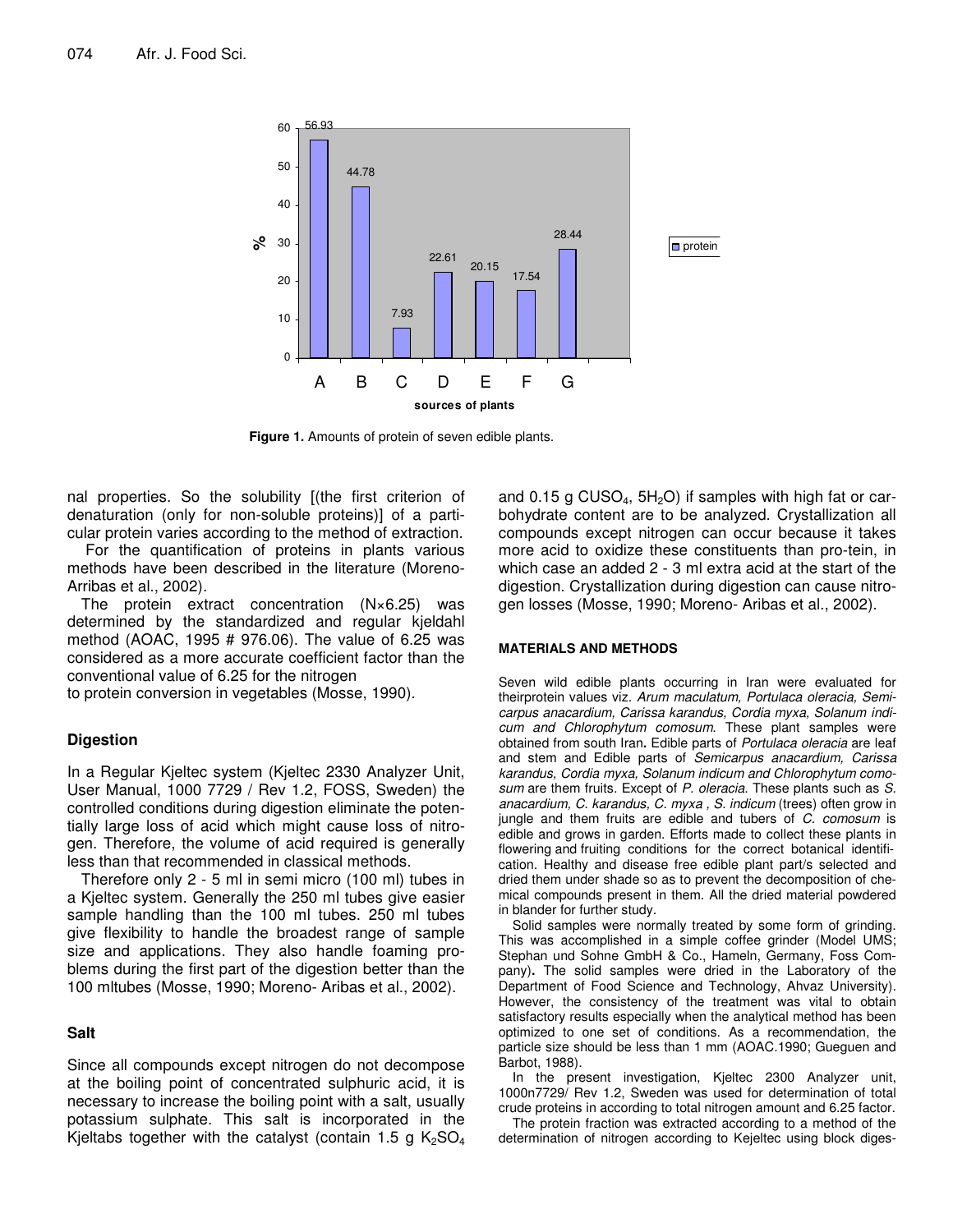Figure 1. Amounts of protein of seven edible plants.

nal properties. So the solubility [(the first criterion of denaturation (only for non-soluble proteins)] of a particular protein varies according to the method of extraction.

For the quantification of proteins in plants various methods have been described in the literature (Moreno-Arribas et al., 2002).

The protein extract concentration (N×6.25) was determined by the standardized and regular kjeldahl method (AOAC, 1995 # 976.06). The value of 6.25 was considered as a more accurate coefficient factor than the conventional value of 6.25 for the nitrogen to protein conversion in vegetables (Mosse, 1990).

### Digestion

In a Regular Kjeltec system (Kjeltec 2330 Analyzer Unit, User Manual, 1000 7729 / Rev 1.2, FOSS, Sweden) the controlled conditions during digestion eliminate the potentially large loss of acid which might cause loss of nitrogen. Therefore, the volume of acid required is generally less than that recommended in classical methods.

Therefore only 2 - 5 ml in semi micro (100 ml) tubes in a Kjeltec system. Generally the 250 ml tubes give easier sample handling than the 100 ml tubes. 250 ml tubes give flexibility to handle the broadest range of sample size and applications. They also handle foaming problems during the first part of the digestion better than the 100 mltubes (Mosse, 1990; Moreno- Aribas et al., 2002).

### Salt

Since all compounds except nitrogen do not decompose at the boiling point of concentrated sulphuric acid, it is necessary to increase the boiling point with a salt, usually potassium sulphate. This salt is incorporated in the Kjeltabs together with the catalyst (contain 1.5 g $K_2SO_4$ and 0.15 g $CUSO_4$, $5H_2O$) if samples with high fat or carbohydrate content are to be analyzed. Crystallization all compounds except nitrogen can occur because it takes more acid to oxidize these constituents than pro-tein, in which case an added 2 - 3 ml extra acid at the start of the digestion. Crystallization during digestion can cause nitrogen losses (Mosse, 1990; Moreno- Aribas et al., 2002).

## MATERIALS AND METHODS

Seven wild edible plants occurring in Iran were evaluated for theirprotein values viz. *Arum maculatum, Portulaca oleracia, Semicarpus anacardium, Carissa karandus, Cordia myxa, Solanum indicum and Chlorophytum comosum*. These plant samples were obtained from south Iran**.** Edible parts of *Portulaca oleracia* are leaf and stem and Edible parts of *Semicarpus anacardium, Carissa karandus, Cordia myxa, Solanum indicum and Chlorophytum comosum* are them fruits. Except of *P. oleracia*. These plants such as *S. anacardium, C. karandus, C. myxa , S. indicum* (trees) often grow in jungle and them fruits are edible and tubers of *C. comosum* is edible and grows in garden. Efforts made to collect these plants in flowering and fruiting conditions for the correct botanical identification. Healthy and disease free edible plant part/s selected and dried them under shade so as to prevent the decomposition of chemical compounds present in them. All the dried material powdered in blander for further study.

Solid samples were normally treated by some form of grinding. This was accomplished in a simple coffee grinder (Model UMS; Stephan und Sohne GmbH & Co., Hameln, Germany, Foss Company)**.** The solid samples were dried in the Laboratory of the Department of Food Science and Technology, Ahvaz University). However, the consistency of the treatment was vital to obtain satisfactory results especially when the analytical method has been optimized to one set of conditions. As a recommendation, the particle size should be less than 1 mm (AOAC.1990; Gueguen and Barbot, 1988).

In the present investigation, Kjeltec 2300 Analyzer unit, 1000n7729/ Rev 1.2, Sweden was used for determination of total crude proteins in according to total nitrogen amount and 6.25 factor.

The protein fraction was extracted according to a method of the determination of nitrogen according to Kejeltec using block diges-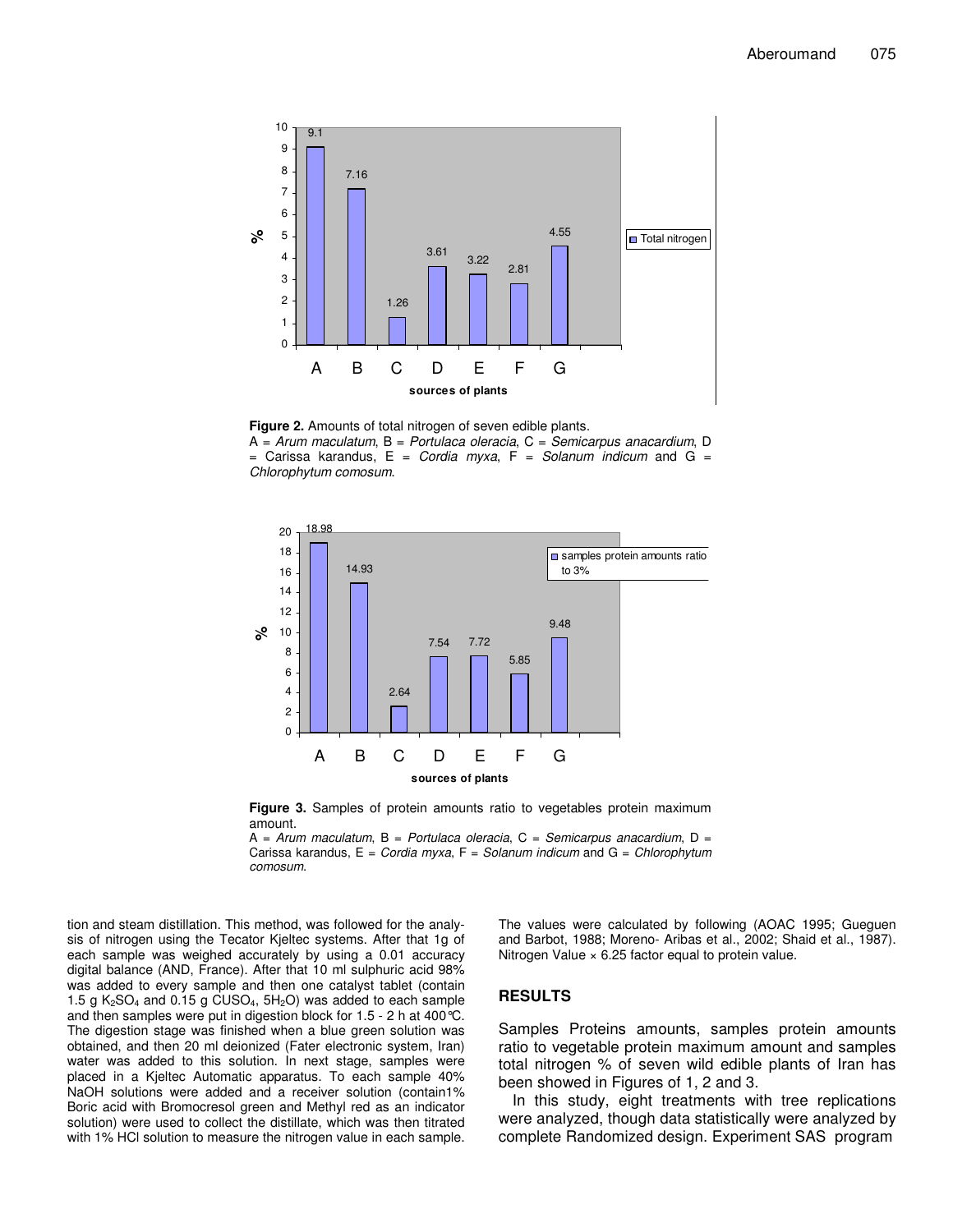**Figure 2.** Amounts of total nitrogen of seven edible plants.
A = *Arum maculatum*, B = *Portulaca oleracia*, C = *Semicarpus anacardium*, D = Carissa karandus, E = *Cordia myxa*, F = *Solanum indicum* and G = *Chlorophytum comosum*.

**Figure 3.** Samples of protein amounts ratio to vegetables protein maximum amount.
A = *Arum maculatum*, B = *Portulaca oleracia*, C = *Semicarpus anacardium*, D = Carissa karandus, E = *Cordia myxa*, F = *Solanum indicum* and G = *Chlorophytum comosum*.

tion and steam distillation. This method, was followed for the analysis of nitrogen using the Tecator Kjeltec systems. After that 1g of each sample was weighed accurately by using a 0.01 accuracy digital balance (AND, France). After that 10 ml sulphuric acid 98% was added to every sample and then one catalyst tablet (contain 1.5 g $K_2SO_4$ and 0.15 g $CUSO_4$, $5H_2O$) was added to each sample and then samples were put in digestion block for 1.5 - 2 h at 400°C. The digestion stage was finished when a blue green solution was obtained, and then 20 ml deionized (Fater electronic system, Iran) water was added to this solution. In next stage, samples were placed in a Kjeltec Automatic apparatus. To each sample 40% NaOH solutions were added and a receiver solution (contain1% Boric acid with Bromocresol green and Methyl red as an indicator solution) were used to collect the distillate, which was then titrated with 1% HCl solution to measure the nitrogen value in each sample.

The values were calculated by following (AOAC 1995; Gueguen and Barbot, 1988; Moreno- Aribas et al., 2002; Shaid et al., 1987). Nitrogen Value × 6.25 factor equal to protein value.

## RESULTS

Samples Proteins amounts, samples protein amounts ratio to vegetable protein maximum amount and samples total nitrogen % of seven wild edible plants of Iran has been showed in Figures of 1, 2 and 3.

In this study, eight treatments with tree replications were analyzed, though data statistically were analyzed by complete Randomized design. Experiment SAS program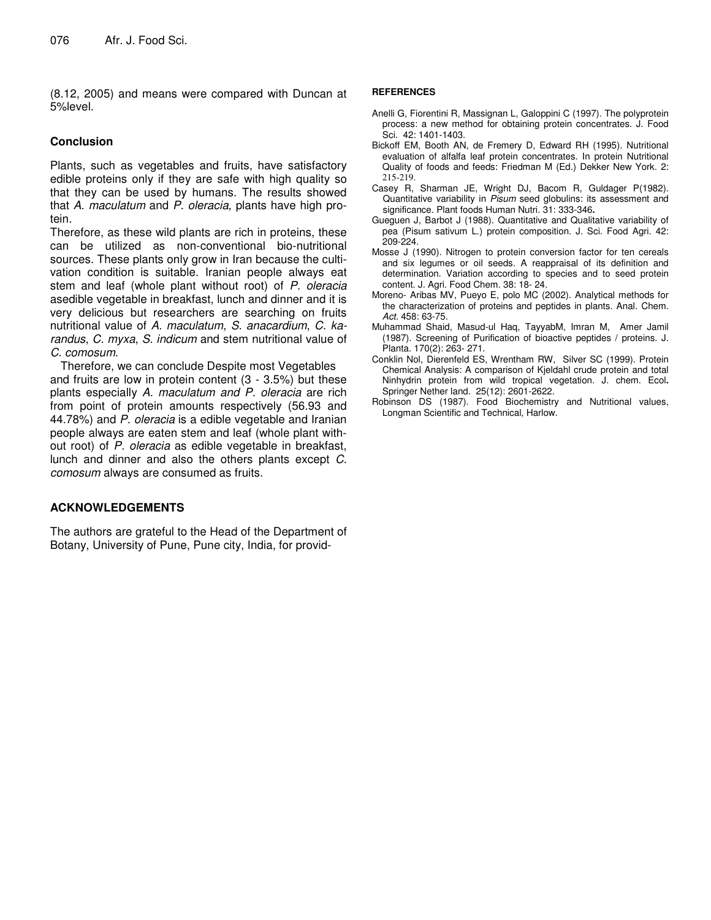(8.12, 2005) and means were compared with Duncan at 5%level.

## Conclusion

Plants, such as vegetables and fruits, have satisfactory edible proteins only if they are safe with high quality so that they can be used by humans. The results showed that *A. maculatum* and *P. oleracia*, plants have high protein.

Therefore, as these wild plants are rich in proteins, these can be utilized as non-conventional bio-nutritional sources. These plants only grow in Iran because the cultivation condition is suitable. Iranian people always eat stem and leaf (whole plant without root) of *P. oleracia* asedible vegetable in breakfast, lunch and dinner and it is very delicious but researchers are searching on fruits nutritional value of *A. maculatum*, *S. anacardium*, *C. karandus*, *C. myxa*, *S. indicum* and stem nutritional value of *C. comosum*.

Therefore, we can conclude Despite most Vegetables and fruits are low in protein content (3 - 3.5%) but these plants especially *A. maculatum and P. oleracia* are rich from point of protein amounts respectively (56.93 and 44.78%) and *P. oleracia* is a edible vegetable and Iranian people always are eaten stem and leaf (whole plant without root) of *P. oleracia* as edible vegetable in breakfast, lunch and dinner and also the others plants except *C. comosum* always are consumed as fruits.

## ACKNOWLEDGEMENTS

The authors are grateful to the Head of the Department of Botany, University of Pune, Pune city, India, for provid-

## REFERENCES

Anelli G, Fiorentini R, Massignan L, Galoppini C (1997). The polyprotein process: a new method for obtaining protein concentrates. J. Food Sci. 42: 1401-1403.

Bickoff EM, Booth AN, de Fremery D, Edward RH (1995). Nutritional evaluation of alfalfa leaf protein concentrates. In protein Nutritional Quality of foods and feeds: Friedman M (Ed.) Dekker New York. 2: 215-219.

Casey R, Sharman JE, Wright DJ, Bacom R, Guldager P(1982). Quantitative variability in *Pisum* seed globulins: its assessment and significance. Plant foods Human Nutri. 31: 333-346.

Gueguen J, Barbot J (1988). Quantitative and Qualitative variability of pea (Pisum sativum L.) protein composition. J. Sci. Food Agri. 42: 209-224.

Mosse J (1990). Nitrogen to protein conversion factor for ten cereals and six legumes or oil seeds. A reappraisal of its definition and determination. Variation according to species and to seed protein content. J. Agri. Food Chem. 38: 18- 24.

Moreno- Aribas MV, Pueyo E, polo MC (2002). Analytical methods for the characterization of proteins and peptides in plants. Anal. Chem. *Act.* 458: 63-75.

Muhammad Shaid, Masud-ul Haq, TayyabM, Imran M, Amer Jamil (1987). Screening of Purification of bioactive peptides / proteins. J. Planta. 170(2): 263- 271.

Conklin Nol, Dierenfeld ES, Wrentham RW, Silver SC (1999). Protein Chemical Analysis: A comparison of Kjeldahl crude protein and total Ninhydrin protein from wild tropical vegetation. J. chem. Ecol. Springer Nether land. 25(12): 2601-2622.

Robinson DS (1987). Food Biochemistry and Nutritional values, Longman Scientific and Technical, Harlow.